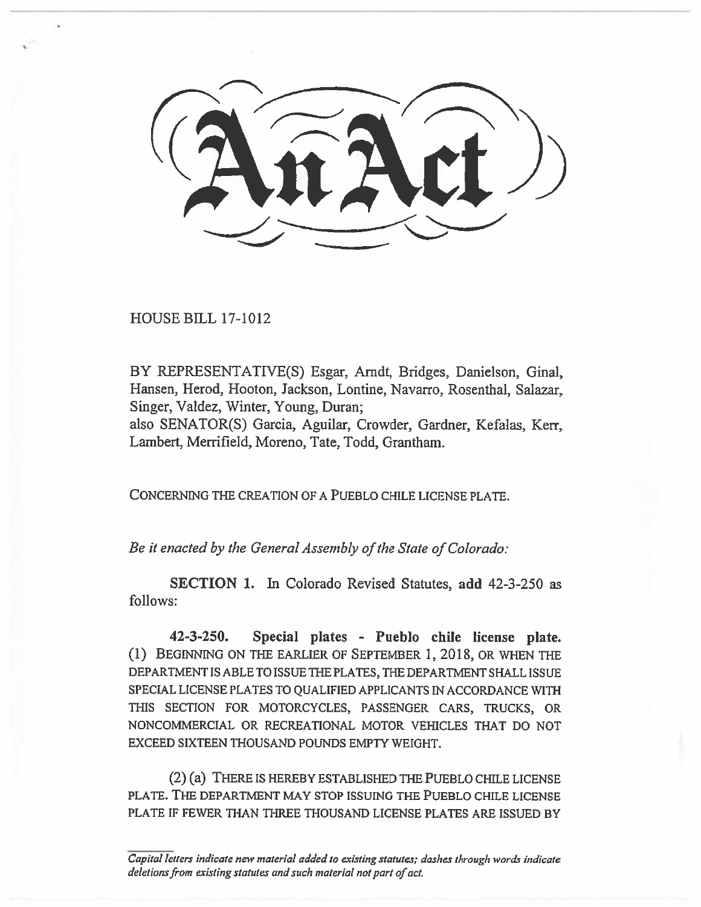# An Act

HOUSE BILL 17-1012

BY REPRESENTATIVE(S) Esgar, Arndt, Bridges, Danielson, Ginal, Hansen, Herod, Hooton, Jackson, Lontine, Navarro, Rosenthal, Salazar, Singer, Valdez, Winter, Young, Duran;
also SENATOR(S) Garcia, Aguilar, Crowder, Gardner, Kefalas, Kerr, Lambert, Merrifield, Moreno, Tate, Todd, Grantham.

CONCERNING THE CREATION OF A PUEBLO CHILE LICENSE PLATE.

*Be it enacted by the General Assembly of the State of Colorado:*

**SECTION 1.** In Colorado Revised Statutes, **add** 42-3-250 as follows:

**42-3-250. Special plates - Pueblo chile license plate.** (1) BEGINNING ON THE EARLIER OF SEPTEMBER 1, 2018, OR WHEN THE DEPARTMENT IS ABLE TO ISSUE THE PLATES, THE DEPARTMENT SHALL ISSUE SPECIAL LICENSE PLATES TO QUALIFIED APPLICANTS IN ACCORDANCE WITH THIS SECTION FOR MOTORCYCLES, PASSENGER CARS, TRUCKS, OR NONCOMMERCIAL OR RECREATIONAL MOTOR VEHICLES THAT DO NOT EXCEED SIXTEEN THOUSAND POUNDS EMPTY WEIGHT.

(2) (a) THERE IS HEREBY ESTABLISHED THE PUEBLO CHILE LICENSE PLATE. THE DEPARTMENT MAY STOP ISSUING THE PUEBLO CHILE LICENSE PLATE IF FEWER THAN THREE THOUSAND LICENSE PLATES ARE ISSUED BY

*Capital letters indicate new material added to existing statutes; dashes through words indicate deletions from existing statutes and such material not part of act.*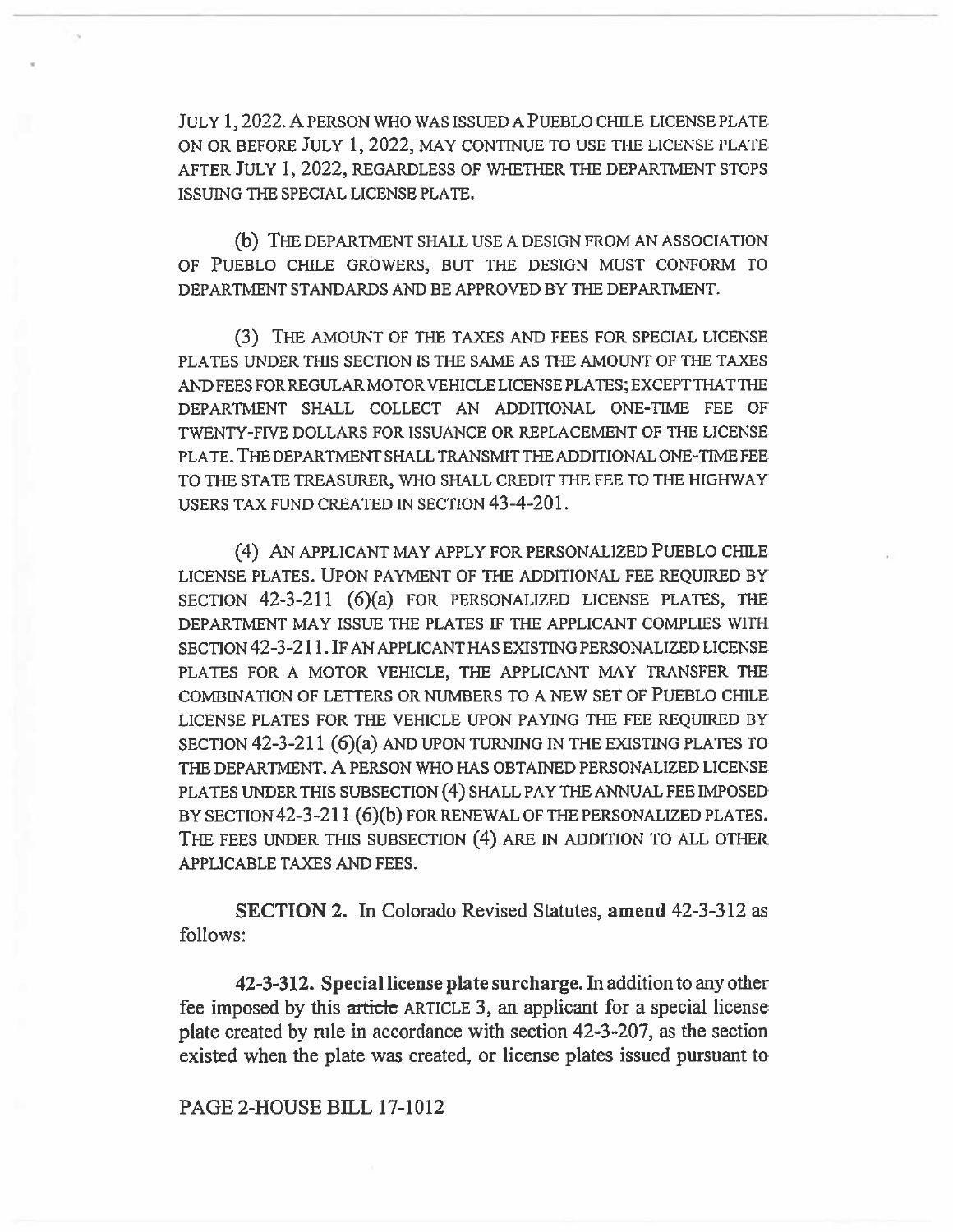JULY 1, 2022. A PERSON WHO WAS ISSUED A PUEBLO CHILE LICENSE PLATE ON OR BEFORE JULY 1, 2022, MAY CONTINUE TO USE THE LICENSE PLATE AFTER JULY 1, 2022, REGARDLESS OF WHETHER THE DEPARTMENT STOPS ISSUING THE SPECIAL LICENSE PLATE.

(b) THE DEPARTMENT SHALL USE A DESIGN FROM AN ASSOCIATION OF PUEBLO CHILE GROWERS, BUT THE DESIGN MUST CONFORM TO DEPARTMENT STANDARDS AND BE APPROVED BY THE DEPARTMENT.

(3) THE AMOUNT OF THE TAXES AND FEES FOR SPECIAL LICENSE PLATES UNDER THIS SECTION IS THE SAME AS THE AMOUNT OF THE TAXES AND FEES FOR REGULAR MOTOR VEHICLE LICENSE PLATES; EXCEPT THAT THE DEPARTMENT SHALL COLLECT AN ADDITIONAL ONE-TIME FEE OF TWENTY-FIVE DOLLARS FOR ISSUANCE OR REPLACEMENT OF THE LICENSE PLATE. THE DEPARTMENT SHALL TRANSMIT THE ADDITIONAL ONE-TIME FEE TO THE STATE TREASURER, WHO SHALL CREDIT THE FEE TO THE HIGHWAY USERS TAX FUND CREATED IN SECTION 43-4-201.

(4) AN APPLICANT MAY APPLY FOR PERSONALIZED PUEBLO CHILE LICENSE PLATES. UPON PAYMENT OF THE ADDITIONAL FEE REQUIRED BY SECTION 42-3-211 (6)(a) FOR PERSONALIZED LICENSE PLATES, THE DEPARTMENT MAY ISSUE THE PLATES IF THE APPLICANT COMPLIES WITH SECTION 42-3-211. IF AN APPLICANT HAS EXISTING PERSONALIZED LICENSE PLATES FOR A MOTOR VEHICLE, THE APPLICANT MAY TRANSFER THE COMBINATION OF LETTERS OR NUMBERS TO A NEW SET OF PUEBLO CHILE LICENSE PLATES FOR THE VEHICLE UPON PAYING THE FEE REQUIRED BY SECTION 42-3-211 (6)(a) AND UPON TURNING IN THE EXISTING PLATES TO THE DEPARTMENT. A PERSON WHO HAS OBTAINED PERSONALIZED LICENSE PLATES UNDER THIS SUBSECTION (4) SHALL PAY THE ANNUAL FEE IMPOSED BY SECTION 42-3-211 (6)(b) FOR RENEWAL OF THE PERSONALIZED PLATES. THE FEES UNDER THIS SUBSECTION (4) ARE IN ADDITION TO ALL OTHER APPLICABLE TAXES AND FEES.

**SECTION 2.** In Colorado Revised Statutes, **amend** 42-3-312 as follows:

**42-3-312. Special license plate surcharge.** In addition to any other fee imposed by this ~~article~~ ARTICLE 3, an applicant for a special license plate created by rule in accordance with section 42-3-207, as the section existed when the plate was created, or license plates issued pursuant to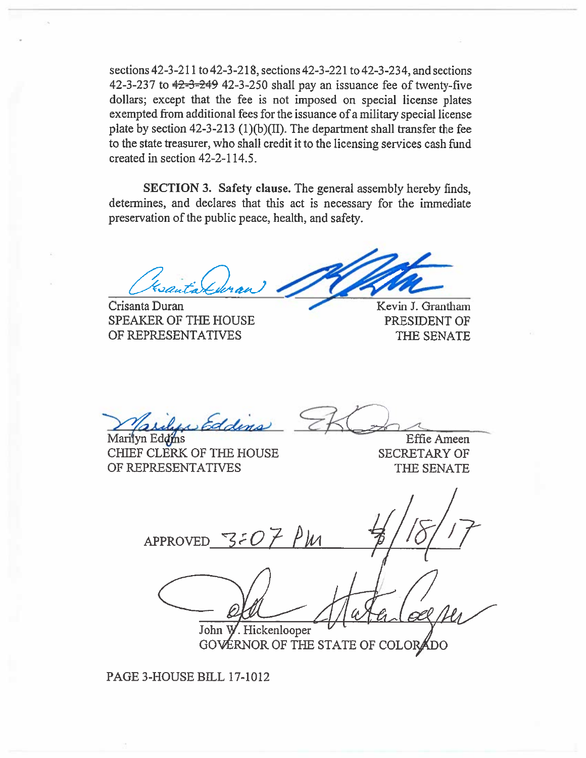sections 42-3-211 to 42-3-218, sections 42-3-221 to 42-3-234, and sections 42-3-237 to ~~42-3-249~~ 42-3-250 shall pay an issuance fee of twenty-five dollars; except that the fee is not imposed on special license plates exempted from additional fees for the issuance of a military special license plate by section 42-3-213 (1)(b)(II). The department shall transfer the fee to the state treasurer, who shall credit it to the licensing services cash fund created in section 42-2-114.5.

**SECTION 3. Safety clause.** The general assembly hereby finds, determines, and declares that this act is necessary for the immediate preservation of the public peace, health, and safety.

Crisanta Duran
SPEAKER OF THE HOUSE
OF REPRESENTATIVES

Kevin J. Grantham
PRESIDENT OF
THE SENATE

Marilyn Eddins
CHIEF CLERK OF THE HOUSE
OF REPRESENTATIVES

Effie Ameen
SECRETARY OF
THE SENATE

APPROVED 3:07 PM 4/18/17

John W. Hickenlooper
GOVERNOR OF THE STATE OF COLORADO

PAGE 3-HOUSE BILL 17-1012